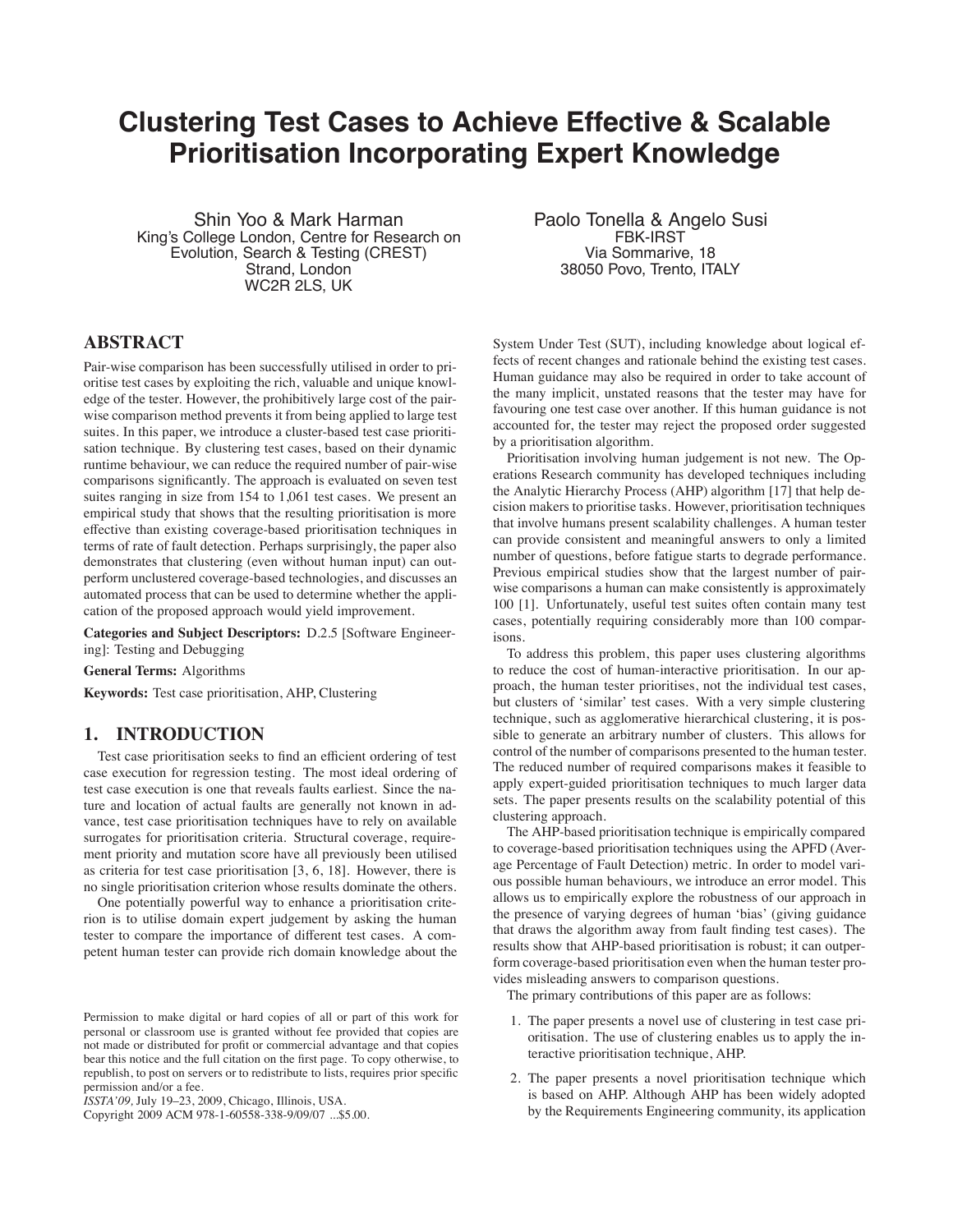# Clustering Test Cases to Achieve Effective & Scalable Prioritisation Incorporating Expert Knowledge

Shin Yoo & Mark Harman
King's College London, Centre for Research on Evolution, Search & Testing (CREST)
Strand, London
WC2R 2LS, UK

Paolo Tonella & Angelo Susi
FBK-IRST
Via Sommarive, 18
38050 Povo, Trento, ITALY

## ABSTRACT

Pair-wise comparison has been successfully utilised in order to prioritise test cases by exploiting the rich, valuable and unique knowledge of the tester. However, the prohibitively large cost of the pair-wise comparison method prevents it from being applied to large test suites. In this paper, we introduce a cluster-based test case prioritisation technique. By clustering test cases, based on their dynamic runtime behaviour, we can reduce the required number of pair-wise comparisons significantly. The approach is evaluated on seven test suites ranging in size from 154 to 1,061 test cases. We present an empirical study that shows that the resulting prioritisation is more effective than existing coverage-based prioritisation techniques in terms of rate of fault detection. Perhaps surprisingly, the paper also demonstrates that clustering (even without human input) can outperform unclustered coverage-based technologies, and discusses an automated process that can be used to determine whether the application of the proposed approach would yield improvement.

**Categories and Subject Descriptors:** D.2.5 [Software Engineering]: Testing and Debugging

**General Terms:** Algorithms

**Keywords:** Test case prioritisation, AHP, Clustering

## 1. INTRODUCTION

Test case prioritisation seeks to find an efficient ordering of test case execution for regression testing. The most ideal ordering of test case execution is one that reveals faults earliest. Since the nature and location of actual faults are generally not known in advance, test case prioritisation techniques have to rely on available surrogates for prioritisation criteria. Structural coverage, requirement priority and mutation score have all previously been utilised as criteria for test case prioritisation [3, 6, 18]. However, there is no single prioritisation criterion whose results dominate the others.

One potentially powerful way to enhance a prioritisation criterion is to utilise domain expert judgement by asking the human tester to compare the importance of different test cases. A competent human tester can provide rich domain knowledge about the System Under Test (SUT), including knowledge about logical effects of recent changes and rationale behind the existing test cases. Human guidance may also be required in order to take account of the many implicit, unstated reasons that the tester may have for favouring one test case over another. If this human guidance is not accounted for, the tester may reject the proposed order suggested by a prioritisation algorithm.

Prioritisation involving human judgement is not new. The Operations Research community has developed techniques including the Analytic Hierarchy Process (AHP) algorithm [17] that help decision makers to prioritise tasks. However, prioritisation techniques that involve humans present scalability challenges. A human tester can provide consistent and meaningful answers to only a limited number of questions, before fatigue starts to degrade performance. Previous empirical studies show that the largest number of pair-wise comparisons a human can make consistently is approximately 100 [1]. Unfortunately, useful test suites often contain many test cases, potentially requiring considerably more than 100 comparisons.

To address this problem, this paper uses clustering algorithms to reduce the cost of human-interactive prioritisation. In our approach, the human tester prioritises, not the individual test cases, but clusters of 'similar' test cases. With a very simple clustering technique, such as agglomerative hierarchical clustering, it is possible to generate an arbitrary number of clusters. This allows for control of the number of comparisons presented to the human tester. The reduced number of required comparisons makes it feasible to apply expert-guided prioritisation techniques to much larger data sets. The paper presents results on the scalability potential of this clustering approach.

The AHP-based prioritisation technique is empirically compared to coverage-based prioritisation techniques using the APFD (Average Percentage of Fault Detection) metric. In order to model various possible human behaviours, we introduce an error model. This allows us to empirically explore the robustness of our approach in the presence of varying degrees of human 'bias' (giving guidance that draws the algorithm away from fault finding test cases). The results show that AHP-based prioritisation is robust; it can outperform coverage-based prioritisation even when the human tester provides misleading answers to comparison questions.

The primary contributions of this paper are as follows:

1. The paper presents a novel use of clustering in test case prioritisation. The use of clustering enables us to apply the interactive prioritisation technique, AHP.
2. The paper presents a novel prioritisation technique which is based on AHP. Although AHP has been widely adopted by the Requirements Engineering community, its application

Permission to make digital or hard copies of all or part of this work for personal or classroom use is granted without fee provided that copies are not made or distributed for profit or commercial advantage and that copies bear this notice and the full citation on the first page. To copy otherwise, to republish, to post on servers or to redistribute to lists, requires prior specific permission and/or a fee.
*ISSTA'09,* July 19–23, 2009, Chicago, Illinois, USA.
Copyright 2009 ACM 978-1-60558-338-9/09/07 ...$5.00.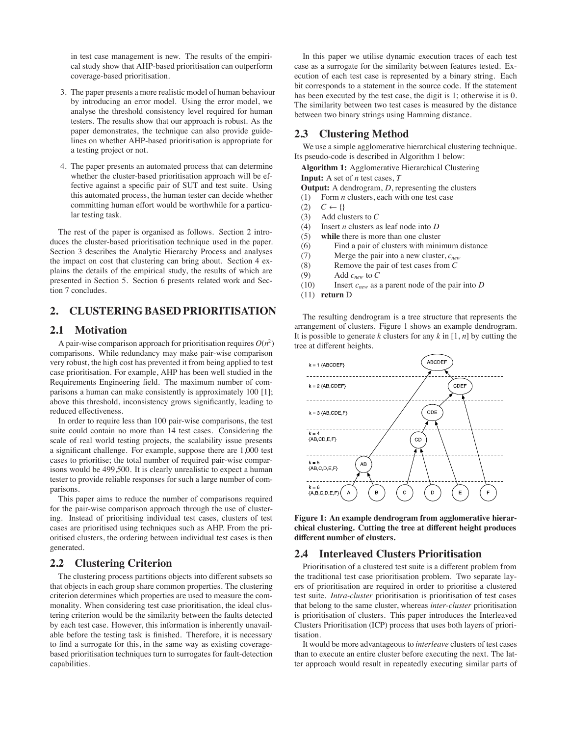in test case management is new. The results of the empirical study show that AHP-based prioritisation can outperform coverage-based prioritisation.

3. The paper presents a more realistic model of human behaviour by introducing an error model. Using the error model, we analyse the threshold consistency level required for human testers. The results show that our approach is robust. As the paper demonstrates, the technique can also provide guidelines on whether AHP-based prioritisation is appropriate for a testing project or not.

4. The paper presents an automated process that can determine whether the cluster-based prioritisation approach will be effective against a specific pair of SUT and test suite. Using this automated process, the human tester can decide whether committing human effort would be worthwhile for a particular testing task.

The rest of the paper is organised as follows. Section 2 introduces the cluster-based prioritisation technique used in the paper. Section 3 describes the Analytic Hierarchy Process and analyses the impact on cost that clustering can bring about. Section 4 explains the details of the empirical study, the results of which are presented in Section 5. Section 6 presents related work and Section 7 concludes.

## 2. CLUSTERING BASED PRIORITISATION

### 2.1 Motivation

A pair-wise comparison approach for prioritisation requires $O(n^2)$ comparisons. While redundancy may make pair-wise comparison very robust, the high cost has prevented it from being applied to test case prioritisation. For example, AHP has been well studied in the Requirements Engineering field. The maximum number of comparisons a human can make consistently is approximately 100 [1]; above this threshold, inconsistency grows significantly, leading to reduced effectiveness.

In order to require less than 100 pair-wise comparisons, the test suite could contain no more than 14 test cases. Considering the scale of real world testing projects, the scalability issue presents a significant challenge. For example, suppose there are 1,000 test cases to prioritise; the total number of required pair-wise comparisons would be 499,500. It is clearly unrealistic to expect a human tester to provide reliable responses for such a large number of comparisons.

This paper aims to reduce the number of comparisons required for the pair-wise comparison approach through the use of clustering. Instead of prioritising individual test cases, clusters of test cases are prioritised using techniques such as AHP. From the prioritised clusters, the ordering between individual test cases is then generated.

### 2.2 Clustering Criterion

The clustering process partitions objects into different subsets so that objects in each group share common properties. The clustering criterion determines which properties are used to measure the commonality. When considering test case prioritisation, the ideal clustering criterion would be the similarity between the faults detected by each test case. However, this information is inherently unavailable before the testing task is finished. Therefore, it is necessary to find a surrogate for this, in the same way as existing coverage-based prioritisation techniques turn to surrogates for fault-detection capabilities.

In this paper we utilise dynamic execution traces of each test case as a surrogate for the similarity between features tested. Execution of each test case is represented by a binary string. Each bit corresponds to a statement in the source code. If the statement has been executed by the test case, the digit is 1; otherwise it is 0. The similarity between two test cases is measured by the distance between two binary strings using Hamming distance.

### 2.3 Clustering Method

We use a simple agglomerative hierarchical clustering technique. Its pseudo-code is described in Algorithm 1 below:

**Algorithm 1:** Agglomerative Hierarchical Clustering
**Input:** A set of $n$ test cases, $T$
**Output:** A dendrogram, $D$, representing the clusters
(1) Form $n$ clusters, each with one test case
(2) $C \leftarrow \{\}$
(3) Add clusters to $C$
(4) Insert $n$ clusters as leaf node into $D$
(5) **while** there is more than one cluster
(6) Find a pair of clusters with minimum distance
(7) Merge the pair into a new cluster, $c_{new}$
(8) Remove the pair of test cases from $C$
(9) Add $c_{new}$ to $C$
(10) Insert $c_{new}$ as a parent node of the pair into $D$
(11) **return** D

The resulting dendrogram is a tree structure that represents the arrangement of clusters. Figure 1 shows an example dendrogram. It is possible to generate $k$ clusters for any $k$ in $[1, n]$ by cutting the tree at different heights.

**Figure 1: An example dendrogram from agglomerative hierarchical clustering. Cutting the tree at different height produces different number of clusters.**

### 2.4 Interleaved Clusters Prioritisation

Prioritisation of a clustered test suite is a different problem from the traditional test case prioritisation problem. Two separate layers of prioritisation are required in order to prioritise a clustered test suite. *Intra-cluster* prioritisation is prioritisation of test cases that belong to the same cluster, whereas *inter-cluster* prioritisation is prioritisation of clusters. This paper introduces the Interleaved Clusters Prioritisation (ICP) process that uses both layers of prioritisation.

It would be more advantageous to *interleave* clusters of test cases than to execute an entire cluster before executing the next. The latter approach would result in repeatedly executing similar parts of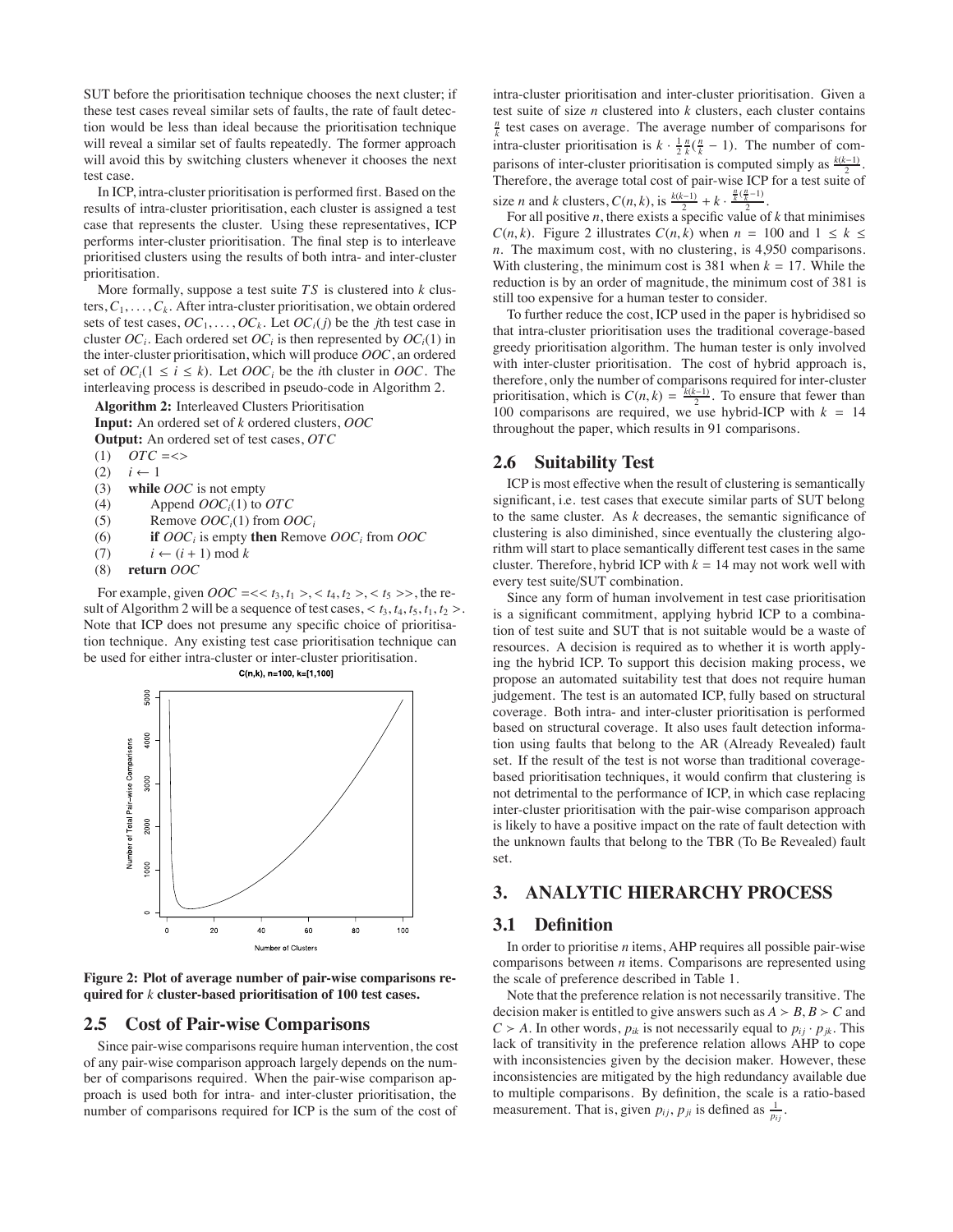SUT before the prioritisation technique chooses the next cluster; if these test cases reveal similar sets of faults, the rate of fault detection would be less than ideal because the prioritisation technique will reveal a similar set of faults repeatedly. The former approach will avoid this by switching clusters whenever it chooses the next test case.

In ICP, intra-cluster prioritisation is performed first. Based on the results of intra-cluster prioritisation, each cluster is assigned a test case that represents the cluster. Using these representatives, ICP performs inter-cluster prioritisation. The final step is to interleave prioritised clusters using the results of both intra- and inter-cluster prioritisation.

More formally, suppose a test suite $TS$ is clustered into $k$ clusters, $C_1, \ldots, C_k$. After intra-cluster prioritisation, we obtain ordered sets of test cases, $OC_1, \ldots, OC_k$. Let $OC_i(j)$ be the $j$th test case in cluster $OC_i$. Each ordered set $OC_i$ is then represented by $OC_i(1)$ in the inter-cluster prioritisation, which will produce $OOC$, an ordered set of $OC_i (1 \leq i \leq k)$. Let $OOC_i$ be the $i$th cluster in $OOC$. The interleaving process is described in pseudo-code in Algorithm 2.

**Algorithm 2:** Interleaved Clusters Prioritisation
**Input:** An ordered set of $k$ ordered clusters, $OOC$
**Output:** An ordered set of test cases, $OTC$

```
(1)  OTC =<>
(2)  i ← 1
(3)  while OOC is not empty
(4)      Append OOC_i(1) to OTC
(5)      Remove OOC_i(1) from OOC_i
(6)      if OOC_i is empty then Remove OOC_i from OOC
(7)      i ← (i + 1) mod k
(8)  return OOC
```

For example, given $OOC = << t_3, t_1 >, < t_4, t_2 >, < t_5 >>$, the result of Algorithm 2 will be a sequence of test cases, $< t_3, t_4, t_5, t_1, t_2 >$. Note that ICP does not presume any specific choice of prioritisation technique. Any existing test case prioritisation technique can be used for either intra-cluster or inter-cluster prioritisation.

**Figure 2: Plot of average number of pair-wise comparisons required for $k$ cluster-based prioritisation of 100 test cases.**

## 2.5 Cost of Pair-wise Comparisons

Since pair-wise comparisons require human intervention, the cost of any pair-wise comparison approach largely depends on the number of comparisons required. When the pair-wise comparison approach is used both for intra- and inter-cluster prioritisation, the number of comparisons required for ICP is the sum of the cost of intra-cluster prioritisation and inter-cluster prioritisation. Given a test suite of size $n$ clustered into $k$ clusters, each cluster contains $\frac{n}{k}$ test cases on average. The average number of comparisons for intra-cluster prioritisation is $k \cdot \frac{1}{2}\frac{n}{k}(\frac{n}{k} - 1)$. The number of comparisons of inter-cluster prioritisation is computed simply as $\frac{k(k-1)}{2}$. Therefore, the average total cost of pair-wise ICP for a test suite of size $n$ and $k$ clusters, $C(n, k)$, is $\frac{k(k-1)}{2} + k \cdot \frac{\frac{n}{k}(\frac{n}{k}-1)}{2}$.

For all positive $n$, there exists a specific value of $k$ that minimises $C(n, k)$. Figure 2 illustrates $C(n, k)$ when $n = 100$ and $1 \leq k \leq n$. The maximum cost, with no clustering, is 4,950 comparisons. With clustering, the minimum cost is 381 when $k = 17$. While the reduction is by an order of magnitude, the minimum cost of 381 is still too expensive for a human tester to consider.

To further reduce the cost, ICP used in the paper is hybridised so that intra-cluster prioritisation uses the traditional coverage-based greedy prioritisation algorithm. The human tester is only involved with inter-cluster prioritisation. The cost of hybrid approach is, therefore, only the number of comparisons required for inter-cluster prioritisation, which is $C(n, k) = \frac{k(k-1)}{2}$. To ensure that fewer than 100 comparisons are required, we use hybrid-ICP with $k = 14$ throughout the paper, which results in 91 comparisons.

## 2.6 Suitability Test

ICP is most effective when the result of clustering is semantically significant, i.e. test cases that execute similar parts of SUT belong to the same cluster. As $k$ decreases, the semantic significance of clustering is also diminished, since eventually the clustering algorithm will start to place semantically different test cases in the same cluster. Therefore, hybrid ICP with $k = 14$ may not work well with every test suite/SUT combination.

Since any form of human involvement in test case prioritisation is a significant commitment, applying hybrid ICP to a combination of test suite and SUT that is not suitable would be a waste of resources. A decision is required as to whether it is worth applying the hybrid ICP. To support this decision making process, we propose an automated suitability test that does not require human judgement. The test is an automated ICP, fully based on structural coverage. Both intra- and inter-cluster prioritisation is performed based on structural coverage. It also uses fault detection information using faults that belong to the AR (Already Revealed) fault set. If the result of the test is not worse than traditional coverage-based prioritisation techniques, it would confirm that clustering is not detrimental to the performance of ICP, in which case replacing inter-cluster prioritisation with the pair-wise comparison approach is likely to have a positive impact on the rate of fault detection with the unknown faults that belong to the TBR (To Be Revealed) fault set.

# 3. ANALYTIC HIERARCHY PROCESS

## 3.1 Definition

In order to prioritise $n$ items, AHP requires all possible pair-wise comparisons between $n$ items. Comparisons are represented using the scale of preference described in Table 1.

Note that the preference relation is not necessarily transitive. The decision maker is entitled to give answers such as $A > B, B > C$ and $C > A$. In other words, $p_{ik}$ is not necessarily equal to $p_{ij} \cdot p_{jk}$. This lack of transitivity in the preference relation allows AHP to cope with inconsistencies given by the decision maker. However, these inconsistencies are mitigated by the high redundancy available due to multiple comparisons. By definition, the scale is a ratio-based measurement. That is, given $p_{ij}$, $p_{ji}$ is defined as $\frac{1}{p_{ij}}$.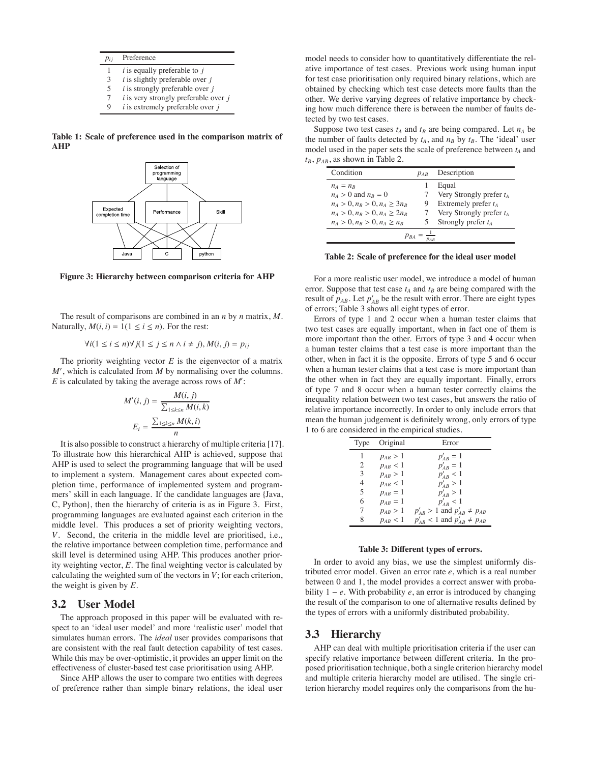| $p_{ij}$ | Preference |
|---|---|
| 1 | $i$ is equally preferable to $j$ |
| 3 | $i$ is slightly preferable over $j$ |
| 5 | $i$ is strongly preferable over $j$ |
| 7 | $i$ is very strongly preferable over $j$ |
| 9 | $i$ is extremely preferable over $j$ |

**Table 1: Scale of preference used in the comparison matrix of AHP**

**Figure 3: Hierarchy between comparison criteria for AHP**

The result of comparisons are combined in an $n$ by $n$ matrix, $M$. Naturally, $M(i, i) = 1 (1 \leq i \leq n)$. For the rest:

$$\forall i (1 \leq i \leq n) \forall j (1 \leq j \leq n \wedge i \neq j), M(i, j) = p_{ij}$$

The priority weighting vector $E$ is the eigenvector of a matrix $M'$, which is calculated from $M$ by normalising over the columns. $E$ is calculated by taking the average across rows of $M'$:

$$M'(i, j) = \frac{M(i, j)}{\sum_{1 \leq k \leq n} M(i, k)}$$

$$E_i = \frac{\sum_{1 \leq k \leq n} M(k, i)}{n}$$

It is also possible to construct a hierarchy of multiple criteria [17]. To illustrate how this hierarchical AHP is achieved, suppose that AHP is used to select the programming language that will be used to implement a system. Management cares about expected completion time, performance of implemented system and programmers' skill in each language. If the candidate languages are {Java, C, Python}, then the hierarchy of criteria is as in Figure 3. First, programming languages are evaluated against each criterion in the middle level. This produces a set of priority weighting vectors, $V$. Second, the criteria in the middle level are prioritised, i.e., the relative importance between completion time, performance and skill level is determined using AHP. This produces another priority weighting vector, $E$. The final weighting vector is calculated by calculating the weighted sum of the vectors in $V$; for each criterion, the weight is given by $E$.

## 3.2 User Model

The approach proposed in this paper will be evaluated with respect to an 'ideal user model' and more 'realistic user' model that simulates human errors. The *ideal* user provides comparisons that are consistent with the real fault detection capability of test cases. While this may be over-optimistic, it provides an upper limit on the effectiveness of cluster-based test case prioritisation using AHP.

Since AHP allows the user to compare two entities with degrees of preference rather than simple binary relations, the ideal user model needs to consider how to quantitatively differentiate the relative importance of test cases. Previous work using human input for test case prioritisation only required binary relations, which are obtained by checking which test case detects more faults than the other. We derive varying degrees of relative importance by checking how much difference there is between the number of faults detected by two test cases.

Suppose two test cases $t_A$ and $t_B$ are being compared. Let $n_A$ be the number of faults detected by $t_A$, and $n_B$ by $t_B$. The 'ideal' user model used in the paper sets the scale of preference between $t_A$ and $t_B$, $p_{AB}$, as shown in Table 2.

| Condition | $p_{AB}$ | Description |
|---|---|---|
| $n_A = n_B$ | 1 | Equal |
| $n_A > 0$ and $n_B = 0$ | 7 | Very Strongly prefer $t_A$ |
| $n_A > 0, n_B > 0, n_A \geq 3n_B$ | 9 | Extremely prefer $t_A$ |
| $n_A > 0, n_B > 0, n_A \geq 2n_B$ | 7 | Very Strongly prefer $t_A$ |
| $n_A > 0, n_B > 0, n_A \geq n_B$ | 5 | Strongly prefer $t_A$ |
| $p_{BA} = \frac{1}{p_{AB}}$ | | |

**Table 2: Scale of preference for the ideal user model**

For a more realistic user model, we introduce a model of human error. Suppose that test case $t_A$ and $t_B$ are being compared with the result of $p_{AB}$. Let $p'_{AB}$ be the result with error. There are eight types of errors; Table 3 shows all eight types of error.

Errors of type 1 and 2 occur when a human tester claims that two test cases are equally important, when in fact one of them is more important than the other. Errors of type 3 and 4 occur when a human tester claims that a test case is more important than the other, when in fact it is the opposite. Errors of type 5 and 6 occur when a human tester claims that a test case is more important than the other when in fact they are equally important. Finally, errors of type 7 and 8 occur when a human tester correctly claims the inequality relation between two test cases, but answers the ratio of relative importance incorrectly. In order to only include errors that mean the human judgement is definitely wrong, only errors of type 1 to 6 are considered in the empirical studies.

| Type | Original | Error |
|---|---|---|
| 1 | $p_{AB} > 1$ | $p'_{AB} = 1$ |
| 2 | $p_{AB} < 1$ | $p'_{AB} = 1$ |
| 3 | $p_{AB} > 1$ | $p'_{AB} < 1$ |
| 4 | $p_{AB} < 1$ | $p'_{AB} > 1$ |
| 5 | $p_{AB} = 1$ | $p'_{AB} > 1$ |
| 6 | $p_{AB} = 1$ | $p'_{AB} < 1$ |
| 7 | $p_{AB} > 1$ | $p'_{AB} > 1$ and $p'_{AB} \neq p_{AB}$ |
| 8 | $p_{AB} < 1$ | $p'_{AB} < 1$ and $p'_{AB} \neq p_{AB}$ |

**Table 3: Different types of errors.**

In order to avoid any bias, we use the simplest uniformly distributed error model. Given an error rate $e$, which is a real number between 0 and 1, the model provides a correct answer with probability $1 - e$. With probability $e$, an error is introduced by changing the result of the comparison to one of alternative results defined by the types of errors with a uniformly distributed probability.

## 3.3 Hierarchy

AHP can deal with multiple prioritisation criteria if the user can specify relative importance between different criteria. In the proposed prioritisation technique, both a single criterion hierarchy model and multiple criteria hierarchy model are utilised. The single criterion hierarchy model requires only the comparisons from the hu-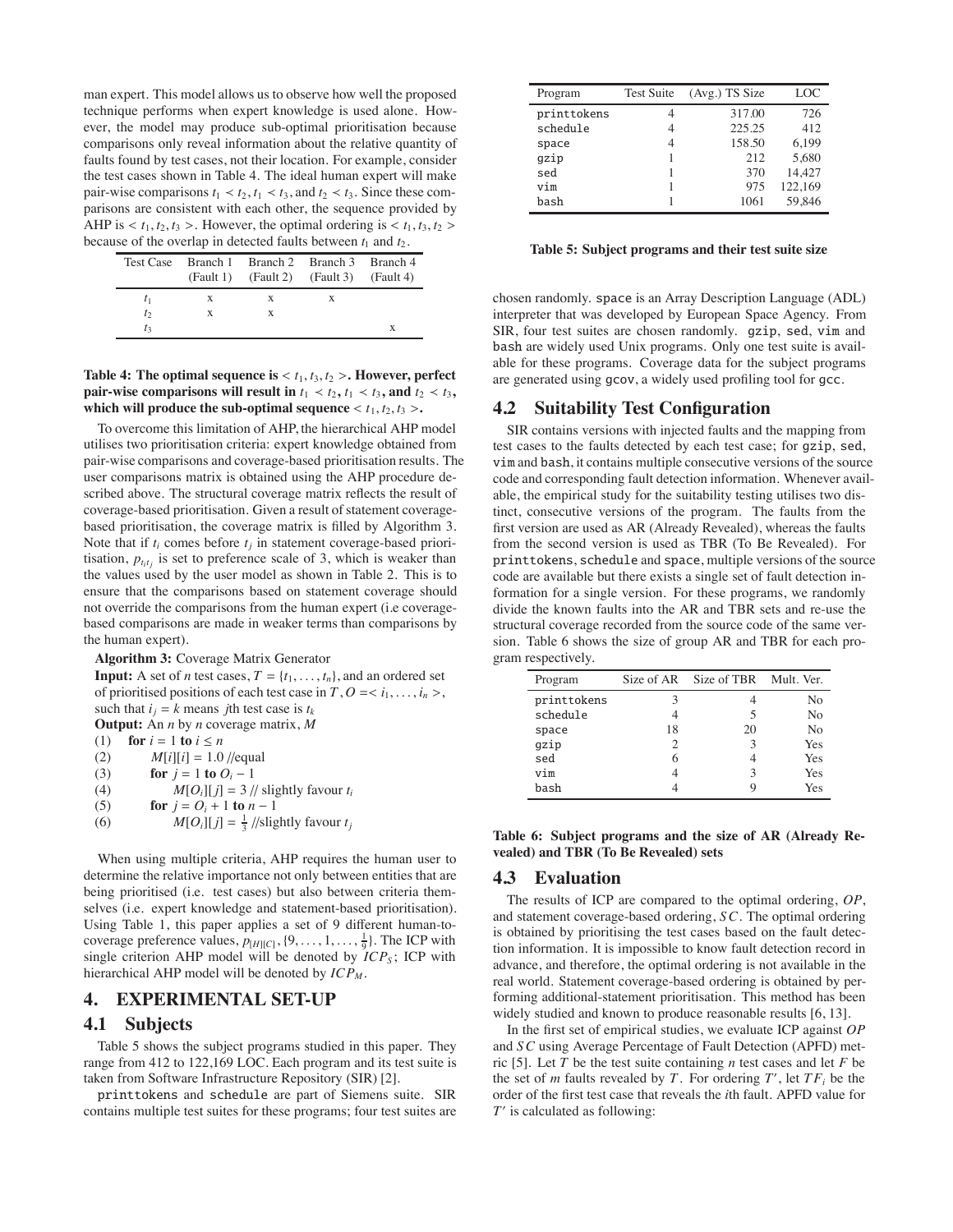man expert. This model allows us to observe how well the proposed technique performs when expert knowledge is used alone. However, the model may produce sub-optimal prioritisation because comparisons only reveal information about the relative quantity of faults found by test cases, not their location. For example, consider the test cases shown in Table 4. The ideal human expert will make pair-wise comparisons $t_1 \prec t_2, t_1 \prec t_3$, and $t_2 \prec t_3$. Since these comparisons are consistent with each other, the sequence provided by AHP is $< t_1, t_2, t_3 >$. However, the optimal ordering is $< t_1, t_3, t_2 >$ because of the overlap in detected faults between $t_1$ and $t_2$.

| Test Case | Branch 1 (Fault 1) | Branch 2 (Fault 2) | Branch 3 (Fault 3) | Branch 4 (Fault 4) |
|---|---|---|---|---|
| $t_1$ | x | x | x | |
| $t_2$ | x | x | | |
| $t_3$ | | | | x |

**Table 4: The optimal sequence is $< t_1, t_3, t_2 >$. However, perfect pair-wise comparisons will result in $t_1 \prec t_2$, $t_1 \prec t_3$, and $t_2 \prec t_3$, which will produce the sub-optimal sequence $< t_1, t_2, t_3 >$.**

To overcome this limitation of AHP, the hierarchical AHP model utilises two prioritisation criteria: expert knowledge obtained from pair-wise comparisons and coverage-based prioritisation results. The user comparisons matrix is obtained using the AHP procedure described above. The structural coverage matrix reflects the result of coverage-based prioritisation. Given a result of statement coverage-based prioritisation, the coverage matrix is filled by Algorithm 3. Note that if $t_i$ comes before $t_j$ in statement coverage-based prioritisation, $p_{t_i t_j}$ is set to preference scale of 3, which is weaker than the values used by the user model as shown in Table 2. This is to ensure that the comparisons based on statement coverage should not override the comparisons from the human expert (i.e coverage-based comparisons are made in weaker terms than comparisons by the human expert).

**Algorithm 3:** Coverage Matrix Generator
**Input:** A set of $n$ test cases, $T = \{t_1, \ldots, t_n\}$, and an ordered set of prioritised positions of each test case in $T$, $O = < i_1, \ldots, i_n >$, such that $i_j = k$ means $j$th test case is $t_k$
**Output:** An $n$ by $n$ coverage matrix, $M$

```
(1)  for i = 1 to i ≤ n
(2)      M[i][i] = 1.0 //equal
(3)      for j = 1 to O_i − 1
(4)          M[O_i][j] = 3 // slightly favour t_i
(5)      for j = O_i + 1 to n − 1
(6)          M[O_i][j] = 1/3 //slightly favour t_j
```

When using multiple criteria, AHP requires the human user to determine the relative importance not only between entities that are being prioritised (i.e. test cases) but also between criteria themselves (i.e. expert knowledge and statement-based prioritisation). Using Table 1, this paper applies a set of 9 different human-to-coverage preference values, $p_{[H][C]}, \{9, \ldots, 1, \ldots, \frac{1}{9}\}$. The ICP with single criterion AHP model will be denoted by $ICP_S$; ICP with hierarchical AHP model will be denoted by $ICP_M$.

## 4. EXPERIMENTAL SET-UP

### 4.1 Subjects

Table 5 shows the subject programs studied in this paper. They range from 412 to 122,169 LOC. Each program and its test suite is taken from Software Infrastructure Repository (SIR) [2].

printtokens and schedule are part of Siemens suite. SIR contains multiple test suites for these programs; four test suites are chosen randomly. space is an Array Description Language (ADL) interpreter that was developed by European Space Agency. From SIR, four test suites are chosen randomly. gzip, sed, vim and bash are widely used Unix programs. Only one test suite is available for these programs. Coverage data for the subject programs are generated using gcov, a widely used profiling tool for gcc.

| Program | Test Suite | (Avg.) TS Size | LOC |
|---|---|---|---|
| printtokens | 4 | 317.00 | 726 |
| schedule | 4 | 225.25 | 412 |
| space | 4 | 158.50 | 6,199 |
| gzip | 1 | 212 | 5,680 |
| sed | 1 | 370 | 14,427 |
| vim | 1 | 975 | 122,169 |
| bash | 1 | 1061 | 59,846 |

**Table 5: Subject programs and their test suite size**

### 4.2 Suitability Test Configuration

SIR contains versions with injected faults and the mapping from test cases to the faults detected by each test case; for gzip, sed, vim and bash, it contains multiple consecutive versions of the source code and corresponding fault detection information. Whenever available, the empirical study for the suitability testing utilises two distinct, consecutive versions of the program. The faults from the first version are used as AR (Already Revealed), whereas the faults from the second version is used as TBR (To Be Revealed). For printtokens, schedule and space, multiple versions of the source code are available but there exists a single set of fault detection information for a single version. For these programs, we randomly divide the known faults into the AR and TBR sets and re-use the structural coverage recorded from the source code of the same version. Table 6 shows the size of group AR and TBR for each program respectively.

| Program | Size of AR | Size of TBR | Mult. Ver. |
|---|---|---|---|
| printtokens | 3 | 4 | No |
| schedule | 4 | 5 | No |
| space | 18 | 20 | No |
| gzip | 2 | 3 | Yes |
| sed | 6 | 4 | Yes |
| vim | 4 | 3 | Yes |
| bash | 4 | 9 | Yes |

**Table 6: Subject programs and the size of AR (Already Revealed) and TBR (To Be Revealed) sets**

### 4.3 Evaluation

The results of ICP are compared to the optimal ordering, $OP$, and statement coverage-based ordering, $SC$. The optimal ordering is obtained by prioritising the test cases based on the fault detection information. It is impossible to know fault detection record in advance, and therefore, the optimal ordering is not available in the real world. Statement coverage-based ordering is obtained by performing additional-statement prioritisation. This method has been widely studied and known to produce reasonable results [6, 13].

In the first set of empirical studies, we evaluate ICP against $OP$ and $SC$ using Average Percentage of Fault Detection (APFD) metric [5]. Let $T$ be the test suite containing $n$ test cases and let $F$ be the set of $m$ faults revealed by $T$. For ordering $T'$, let $TF_i$ be the order of the first test case that reveals the $i$th fault. APFD value for $T'$ is calculated as following: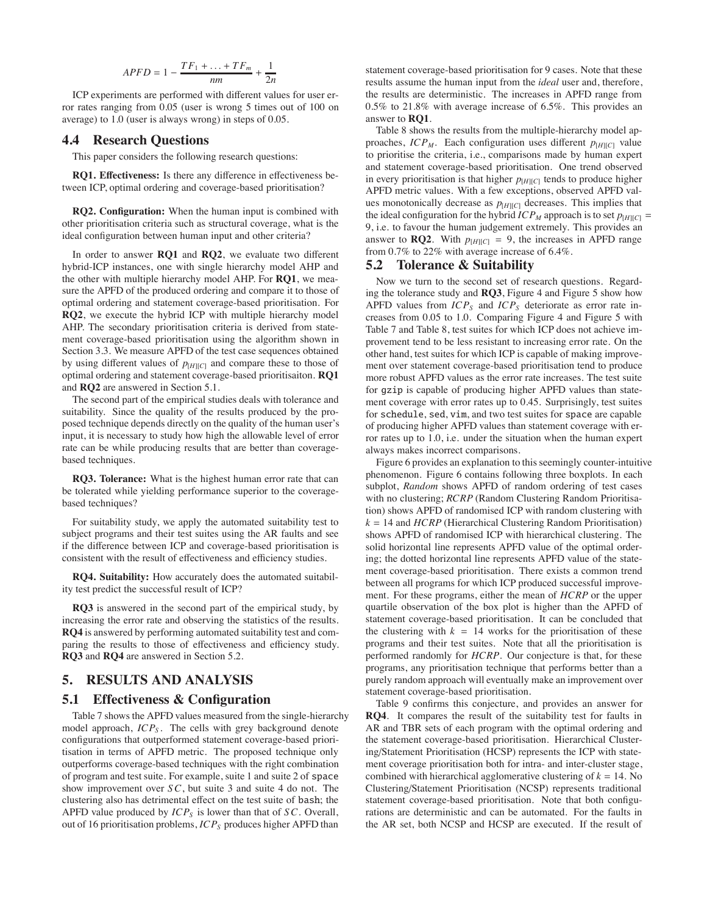$$APFD = 1 - \frac{TF_1 + \ldots + TF_m}{nm} + \frac{1}{2n}$$

ICP experiments are performed with different values for user error rates ranging from 0.05 (user is wrong 5 times out of 100 on average) to 1.0 (user is always wrong) in steps of 0.05.

## 4.4 Research Questions

This paper considers the following research questions:

**RQ1. Effectiveness:** Is there any difference in effectiveness between ICP, optimal ordering and coverage-based prioritisation?

**RQ2. Configuration:** When the human input is combined with other prioritisation criteria such as structural coverage, what is the ideal configuration between human input and other criteria?

In order to answer **RQ1** and **RQ2**, we evaluate two different hybrid-ICP instances, one with single hierarchy model AHP and the other with multiple hierarchy model AHP. For **RQ1**, we measure the APFD of the produced ordering and compare it to those of optimal ordering and statement coverage-based prioritisation. For **RQ2**, we execute the hybrid ICP with multiple hierarchy model AHP. The secondary prioritisation criteria is derived from statement coverage-based prioritisation using the algorithm shown in Section 3.3. We measure APFD of the test case sequences obtained by using different values of $p_{[H][C]}$ and compare these to those of optimal ordering and statement coverage-based prioritisaiton. **RQ1** and **RQ2** are answered in Section 5.1.

The second part of the empirical studies deals with tolerance and suitability. Since the quality of the results produced by the proposed technique depends directly on the quality of the human user's input, it is necessary to study how high the allowable level of error rate can be while producing results that are better than coverage-based techniques.

**RQ3. Tolerance:** What is the highest human error rate that can be tolerated while yielding performance superior to the coverage-based techniques?

For suitability study, we apply the automated suitability test to subject programs and their test suites using the AR faults and see if the difference between ICP and coverage-based prioritisation is consistent with the result of effectiveness and efficiency studies.

**RQ4. Suitability:** How accurately does the automated suitability test predict the successful result of ICP?

**RQ3** is answered in the second part of the empirical study, by increasing the error rate and observing the statistics of the results. **RQ4** is answered by performing automated suitability test and comparing the results to those of effectiveness and efficiency study. **RQ3** and **RQ4** are answered in Section 5.2.

# 5. RESULTS AND ANALYSIS

## 5.1 Effectiveness & Configuration

Table 7 shows the APFD values measured from the single-hierarchy model approach, $ICP_S$. The cells with grey background denote configurations that outperformed statement coverage-based prioritisation in terms of APFD metric. The proposed technique only outperforms coverage-based techniques with the right combination of program and test suite. For example, suite 1 and suite 2 of `space` show improvement over $SC$, but suite 3 and suite 4 do not. The clustering also has detrimental effect on the test suite of `bash`; the APFD value produced by $ICP_S$ is lower than that of $SC$. Overall, out of 16 prioritisation problems, $ICP_S$ produces higher APFD than statement coverage-based prioritisation for 9 cases. Note that these results assume the human input from the *ideal* user and, therefore, the results are deterministic. The increases in APFD range from 0.5% to 21.8% with average increase of 6.5%. This provides an answer to **RQ1**.

Table 8 shows the results from the multiple-hierarchy model approaches, $ICP_M$. Each configuration uses different $p_{[H][C]}$ value to prioritise the criteria, i.e., comparisons made by human expert and statement coverage-based prioritisation. One trend observed in every prioritisation is that higher $p_{[H][C]}$ tends to produce higher APFD metric values. With a few exceptions, observed APFD values monotonically decrease as $p_{[H][C]}$ decreases. This implies that the ideal configuration for the hybrid $ICP_M$ approach is to set $p_{[H][C]} = 9$, i.e. to favour the human judgement extremely. This provides an answer to **RQ2**. With $p_{[H][C]} = 9$, the increases in APFD range from 0.7% to 22% with average increase of 6.4%.

## 5.2 Tolerance & Suitability

Now we turn to the second set of research questions. Regarding the tolerance study and **RQ3**, Figure 4 and Figure 5 show how APFD values from $ICP_S$ and $ICP_S$ deteriorate as error rate increases from 0.05 to 1.0. Comparing Figure 4 and Figure 5 with Table 7 and Table 8, test suites for which ICP does not achieve improvement tend to be less resistant to increasing error rate. On the other hand, test suites for which ICP is capable of making improvement over statement coverage-based prioritisation tend to produce more robust APFD values as the error rate increases. The test suite for `gzip` is capable of producing higher APFD values than statement coverage with error rates up to 0.45. Surprisingly, test suites for `schedule`, `sed`, `vim`, and two test suites for `space` are capable of producing higher APFD values than statement coverage with error rates up to 1.0, i.e. under the situation when the human expert always makes incorrect comparisons.

Figure 6 provides an explanation to this seemingly counter-intuitive phenomenon. Figure 6 contains following three boxplots. In each subplot, *Random* shows APFD of random ordering of test cases with no clustering; *RCRP* (Random Clustering Random Prioritisation) shows APFD of randomised ICP with random clustering with $k = 14$ and *HCRP* (Hierarchical Clustering Random Prioritisation) shows APFD of randomised ICP with hierarchical clustering. The solid horizontal line represents APFD value of the optimal ordering; the dotted horizontal line represents APFD value of the statement coverage-based prioritisation. There exists a common trend between all programs for which ICP produced successful improvement. For these programs, either the mean of *HCRP* or the upper quartile observation of the box plot is higher than the APFD of statement coverage-based prioritisation. It can be concluded that the clustering with $k = 14$ works for the prioritisation of these programs and their test suites. Note that all the prioritisation is performed randomly for *HCRP*. Our conjecture is that, for these programs, any prioritisation technique that performs better than a purely random approach will eventually make an improvement over statement coverage-based prioritisation.

Table 9 confirms this conjecture, and provides an answer for **RQ4**. It compares the result of the suitability test for faults in AR and TBR sets of each program with the optimal ordering and the statement coverage-based prioritisation. Hierarchical Clustering/Statement Prioritisation (HCSP) represents the ICP with statement coverage prioritisation both for intra- and inter-cluster stage, combined with hierarchical agglomerative clustering of $k = 14$. No Clustering/Statement Prioritisation (NCSP) represents traditional statement coverage-based prioritisation. Note that both configurations are deterministic and can be automated. For the faults in the AR set, both NCSP and HCSP are executed. If the result of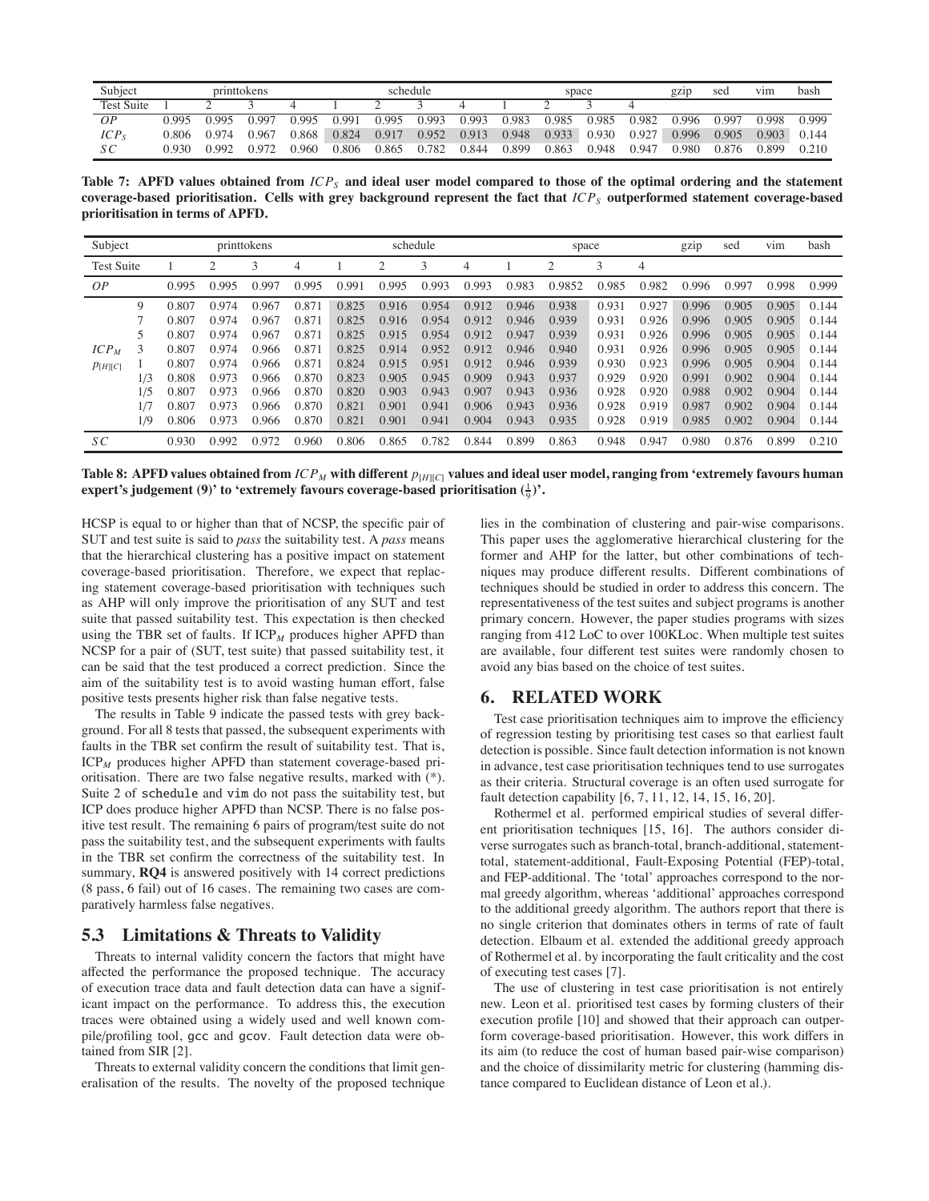| Subject | printtokens | | | | schedule | | | | space | | | | gzip | sed | vim | bash |
|---|---|---|---|---|---|---|---|---|---|---|---|---|---|---|---|---|
| Test Suite | 1 | 2 | 3 | 4 | 1 | 2 | 3 | 4 | 1 | 2 | 3 | 4 | | | | |
| $OP$ | 0.995 | 0.995 | 0.997 | 0.995 | 0.991 | 0.995 | 0.993 | 0.993 | 0.983 | 0.985 | 0.985 | 0.982 | 0.996 | 0.997 | 0.998 | 0.999 |
| $ICP_S$ | 0.806 | 0.974 | 0.967 | 0.868 | 0.824 | 0.917 | 0.952 | 0.913 | 0.948 | 0.933 | 0.930 | 0.927 | 0.996 | 0.905 | 0.903 | 0.144 |
| $SC$ | 0.930 | 0.992 | 0.972 | 0.960 | 0.806 | 0.865 | 0.782 | 0.844 | 0.899 | 0.863 | 0.948 | 0.947 | 0.980 | 0.876 | 0.899 | 0.210 |

**Table 7: APFD values obtained from $ICP_S$ and ideal user model compared to those of the optimal ordering and the statement coverage-based prioritisation. Cells with grey background represent the fact that $ICP_S$ outperformed statement coverage-based prioritisation in terms of APFD.**

| Subject | | printtokens | | | | schedule | | | | space | | | | gzip | sed | vim | bash |
|---|---|---|---|---|---|---|---|---|---|---|---|---|---|---|---|---|---|
| Test Suite | | 1 | 2 | 3 | 4 | 1 | 2 | 3 | 4 | 1 | 2 | 3 | 4 | | | | |
| $OP$ | | 0.995 | 0.995 | 0.997 | 0.995 | 0.991 | 0.995 | 0.993 | 0.993 | 0.983 | 0.9852 | 0.985 | 0.982 | 0.996 | 0.997 | 0.998 | 0.999 |
| $ICP_M$ $p_{[H][C]}$ | 9 | 0.807 | 0.974 | 0.967 | 0.871 | 0.825 | 0.916 | 0.954 | 0.912 | 0.946 | 0.938 | 0.931 | 0.927 | 0.996 | 0.905 | 0.905 | 0.144 |
| | 7 | 0.807 | 0.974 | 0.967 | 0.871 | 0.825 | 0.916 | 0.954 | 0.912 | 0.946 | 0.939 | 0.931 | 0.926 | 0.996 | 0.905 | 0.905 | 0.144 |
| | 5 | 0.807 | 0.974 | 0.967 | 0.871 | 0.825 | 0.915 | 0.954 | 0.912 | 0.947 | 0.939 | 0.931 | 0.926 | 0.996 | 0.905 | 0.905 | 0.144 |
| | 3 | 0.807 | 0.974 | 0.966 | 0.871 | 0.825 | 0.914 | 0.952 | 0.912 | 0.946 | 0.940 | 0.931 | 0.926 | 0.996 | 0.905 | 0.905 | 0.144 |
| | 1 | 0.807 | 0.974 | 0.966 | 0.871 | 0.824 | 0.915 | 0.951 | 0.912 | 0.946 | 0.939 | 0.930 | 0.923 | 0.996 | 0.905 | 0.904 | 0.144 |
| | 1/3 | 0.808 | 0.973 | 0.966 | 0.870 | 0.823 | 0.905 | 0.945 | 0.909 | 0.943 | 0.937 | 0.929 | 0.920 | 0.991 | 0.902 | 0.904 | 0.144 |
| | 1/5 | 0.807 | 0.973 | 0.966 | 0.870 | 0.820 | 0.903 | 0.943 | 0.907 | 0.943 | 0.936 | 0.928 | 0.920 | 0.988 | 0.902 | 0.904 | 0.144 |
| | 1/7 | 0.807 | 0.973 | 0.966 | 0.870 | 0.821 | 0.901 | 0.941 | 0.906 | 0.943 | 0.936 | 0.928 | 0.919 | 0.987 | 0.902 | 0.904 | 0.144 |
| | 1/9 | 0.806 | 0.973 | 0.966 | 0.870 | 0.821 | 0.901 | 0.941 | 0.904 | 0.943 | 0.935 | 0.928 | 0.919 | 0.985 | 0.902 | 0.904 | 0.144 |
| $SC$ | | 0.930 | 0.992 | 0.972 | 0.960 | 0.806 | 0.865 | 0.782 | 0.844 | 0.899 | 0.863 | 0.948 | 0.947 | 0.980 | 0.876 | 0.899 | 0.210 |

**Table 8: APFD values obtained from $ICP_M$ with different $p_{[H][C]}$ values and ideal user model, ranging from 'extremely favours human expert's judgement (9)' to 'extremely favours coverage-based prioritisation ($\frac{1}{9}$)'.**

HCSP is equal to or higher than that of NCSP, the specific pair of SUT and test suite is said to *pass* the suitability test. A *pass* means that the hierarchical clustering has a positive impact on statement coverage-based prioritisation. Therefore, we expect that replacing statement coverage-based prioritisation with techniques such as AHP will only improve the prioritisation of any SUT and test suite that passed suitability test. This expectation is then checked using the TBR set of faults. If $ICP_M$ produces higher APFD than NCSP for a pair of (SUT, test suite) that passed suitability test, it can be said that the test produced a correct prediction. Since the aim of the suitability test is to avoid wasting human effort, false positive tests presents higher risk than false negative tests.

The results in Table 9 indicate the passed tests with grey background. For all 8 tests that passed, the subsequent experiments with faults in the TBR set confirm the result of suitability test. That is, $ICP_M$ produces higher APFD than statement coverage-based prioritisation. There are two false negative results, marked with (*). Suite 2 of `schedule` and `vim` do not pass the suitability test, but ICP does produce higher APFD than NCSP. There is no false positive test result. The remaining 6 pairs of program/test suite do not pass the suitability test, and the subsequent experiments with faults in the TBR set confirm the correctness of the suitability test. In summary, **RQ4** is answered positively with 14 correct predictions (8 pass, 6 fail) out of 16 cases. The remaining two cases are comparatively harmless false negatives.

## 5.3 Limitations & Threats to Validity

Threats to internal validity concern the factors that might have affected the performance the proposed technique. The accuracy of execution trace data and fault detection data can have a significant impact on the performance. To address this, the execution traces were obtained using a widely used and well known compile/profiling tool, `gcc` and `gcov`. Fault detection data were obtained from SIR [2].

Threats to external validity concern the conditions that limit generalisation of the results. The novelty of the proposed technique lies in the combination of clustering and pair-wise comparisons. This paper uses the agglomerative hierarchical clustering for the former and AHP for the latter, but other combinations of techniques may produce different results. Different combinations of techniques should be studied in order to address this concern. The representativeness of the test suites and subject programs is another primary concern. However, the paper studies programs with sizes ranging from 412 LoC to over 100KLoc. When multiple test suites are available, four different test suites were randomly chosen to avoid any bias based on the choice of test suites.

# 6. RELATED WORK

Test case prioritisation techniques aim to improve the efficiency of regression testing by prioritising test cases so that earliest fault detection is possible. Since fault detection information is not known in advance, test case prioritisation techniques tend to use surrogates as their criteria. Structural coverage is an often used surrogate for fault detection capability [6, 7, 11, 12, 14, 15, 16, 20].

Rothermel et al. performed empirical studies of several different prioritisation techniques [15, 16]. The authors consider diverse surrogates such as branch-total, branch-additional, statement-total, statement-additional, Fault-Exposing Potential (FEP)-total, and FEP-additional. The 'total' approaches correspond to the normal greedy algorithm, whereas 'additional' approaches correspond to the additional greedy algorithm. The authors report that there is no single criterion that dominates others in terms of rate of fault detection. Elbaum et al. extended the additional greedy approach of Rothermel et al. by incorporating the fault criticality and the cost of executing test cases [7].

The use of clustering in test case prioritisation is not entirely new. Leon et al. prioritised test cases by forming clusters of their execution profile [10] and showed that their approach can outperform coverage-based prioritisation. However, this work differs in its aim (to reduce the cost of human based pair-wise comparison) and the choice of dissimilarity metric for clustering (hamming distance compared to Euclidean distance of Leon et al.).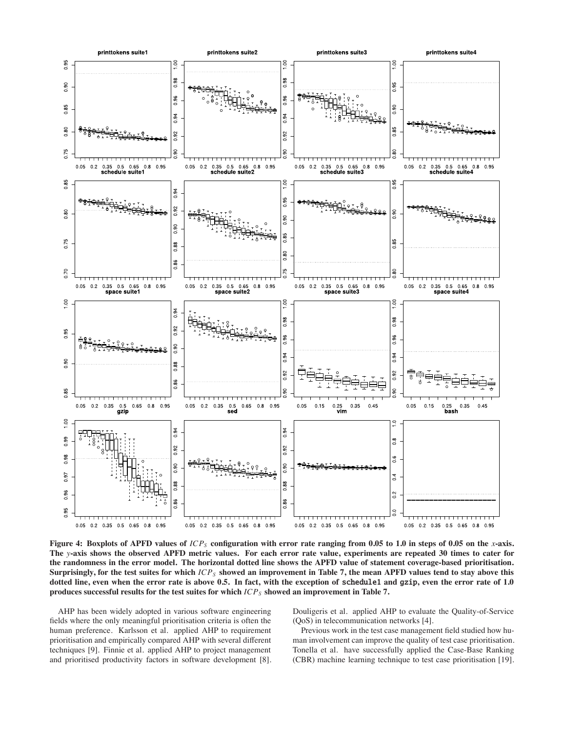**Figure 4: Boxplots of APFD values of $ICP_S$ configuration with error rate ranging from 0.05 to 1.0 in steps of 0.05 on the $x$-axis. The $y$-axis shows the observed APFD metric values. For each error rate value, experiments are repeated 30 times to cater for the randomness in the error model. The horizontal dotted line shows the APFD value of statement coverage-based prioritisation. Surprisingly, for the test suites for which $ICP_S$ showed an improvement in Table 7, the mean APFD values tend to stay above this dotted line, even when the error rate is above 0.5. In fact, with the exception of `schedule1` and `gzip`, even the error rate of 1.0 produces successful results for the test suites for which $ICP_S$ showed an improvement in Table 7.**

AHP has been widely adopted in various software engineering fields where the only meaningful prioritisation criteria is often the human preference. Karlsson et al. applied AHP to requirement prioritisation and empirically compared AHP with several different techniques [9]. Finnie et al. applied AHP to project management and prioritised productivity factors in software development [8]. Douligeris et al. applied AHP to evaluate the Quality-of-Service (QoS) in telecommunication networks [4].

Previous work in the test case management field studied how human involvement can improve the quality of test case prioritisation. Tonella et al. have successfully applied the Case-Base Ranking (CBR) machine learning technique to test case prioritisation [19].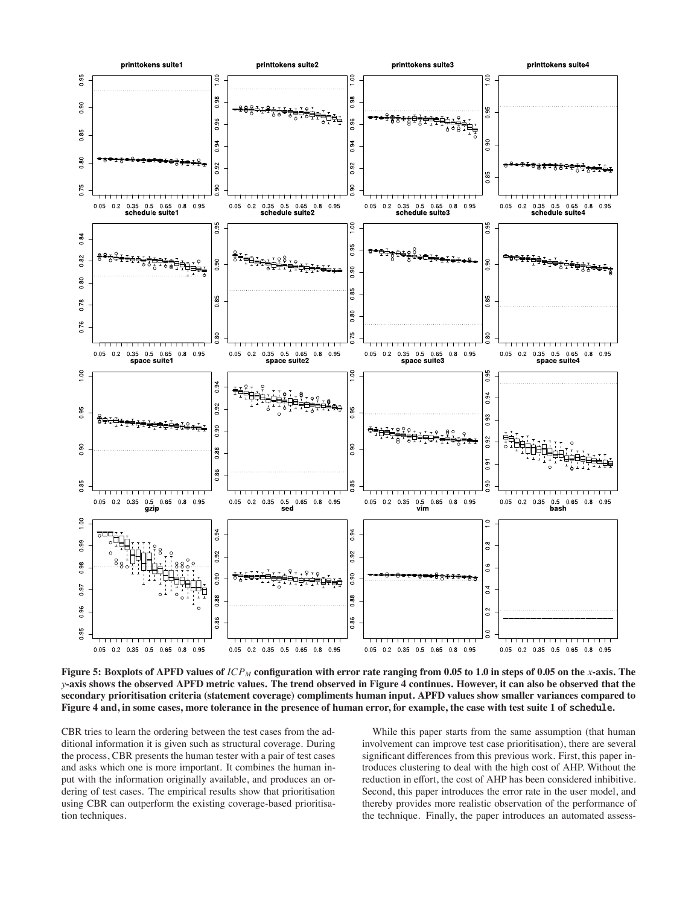**Figure 5: Boxplots of APFD values of $ICP_M$ configuration with error rate ranging from 0.05 to 1.0 in steps of 0.05 on the $x$-axis. The $y$-axis shows the observed APFD metric values. The trend observed in Figure 4 continues. However, it can also be observed that the secondary prioritisation criteria (statement coverage) compliments human input. APFD values show smaller variances compared to Figure 4 and, in some cases, more tolerance in the presence of human error, for example, the case with test suite 1 of `schedule`.**

CBR tries to learn the ordering between the test cases from the additional information it is given such as structural coverage. During the process, CBR presents the human tester with a pair of test cases and asks which one is more important. It combines the human input with the information originally available, and produces an ordering of test cases. The empirical results show that prioritisation using CBR can outperform the existing coverage-based prioritisation techniques.

While this paper starts from the same assumption (that human involvement can improve test case prioritisation), there are several significant differences from this previous work. First, this paper introduces clustering to deal with the high cost of AHP. Without the reduction in effort, the cost of AHP has been considered inhibitive. Second, this paper introduces the error rate in the user model, and thereby provides more realistic observation of the performance of the technique. Finally, the paper introduces an automated assess-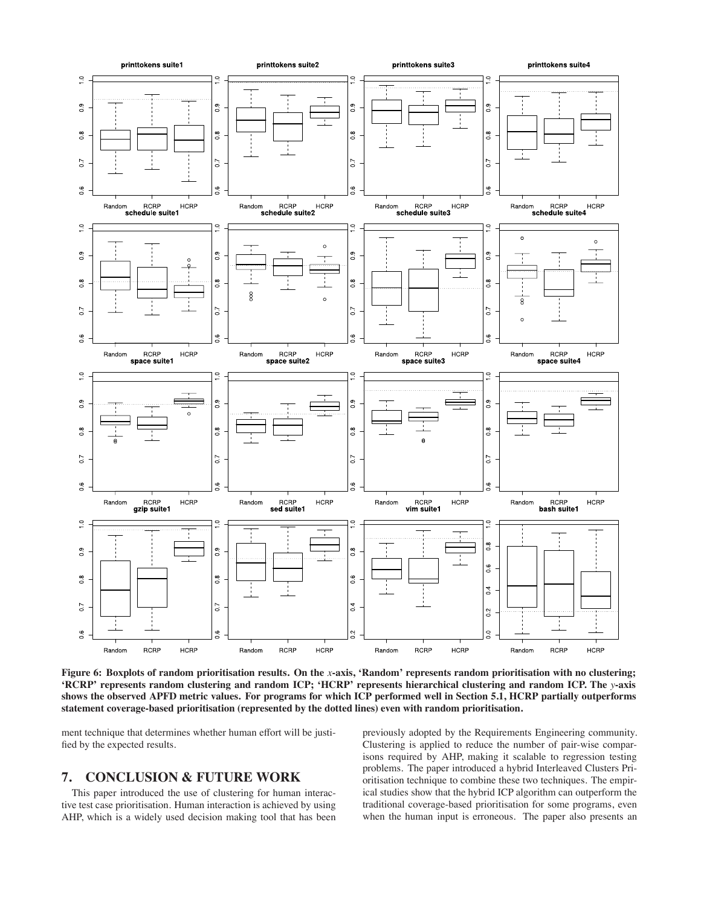**Figure 6: Boxplots of random prioritisation results. On the *x*-axis, 'Random' represents random prioritisation with no clustering; 'RCRP' represents random clustering and random ICP; 'HCRP' represents hierarchical clustering and random ICP. The *y*-axis shows the observed APFD metric values. For programs for which ICP performed well in Section 5.1, HCRP partially outperforms statement coverage-based prioritisation (represented by the dotted lines) even with random prioritisation.**

ment technique that determines whether human effort will be justified by the expected results.

## 7. CONCLUSION & FUTURE WORK

This paper introduced the use of clustering for human interactive test case prioritisation. Human interaction is achieved by using AHP, which is a widely used decision making tool that has been previously adopted by the Requirements Engineering community. Clustering is applied to reduce the number of pair-wise comparisons required by AHP, making it scalable to regression testing problems. The paper introduced a hybrid Interleaved Clusters Prioritisation technique to combine these two techniques. The empirical studies show that the hybrid ICP algorithm can outperform the traditional coverage-based prioritisation for some programs, even when the human input is erroneous. The paper also presents an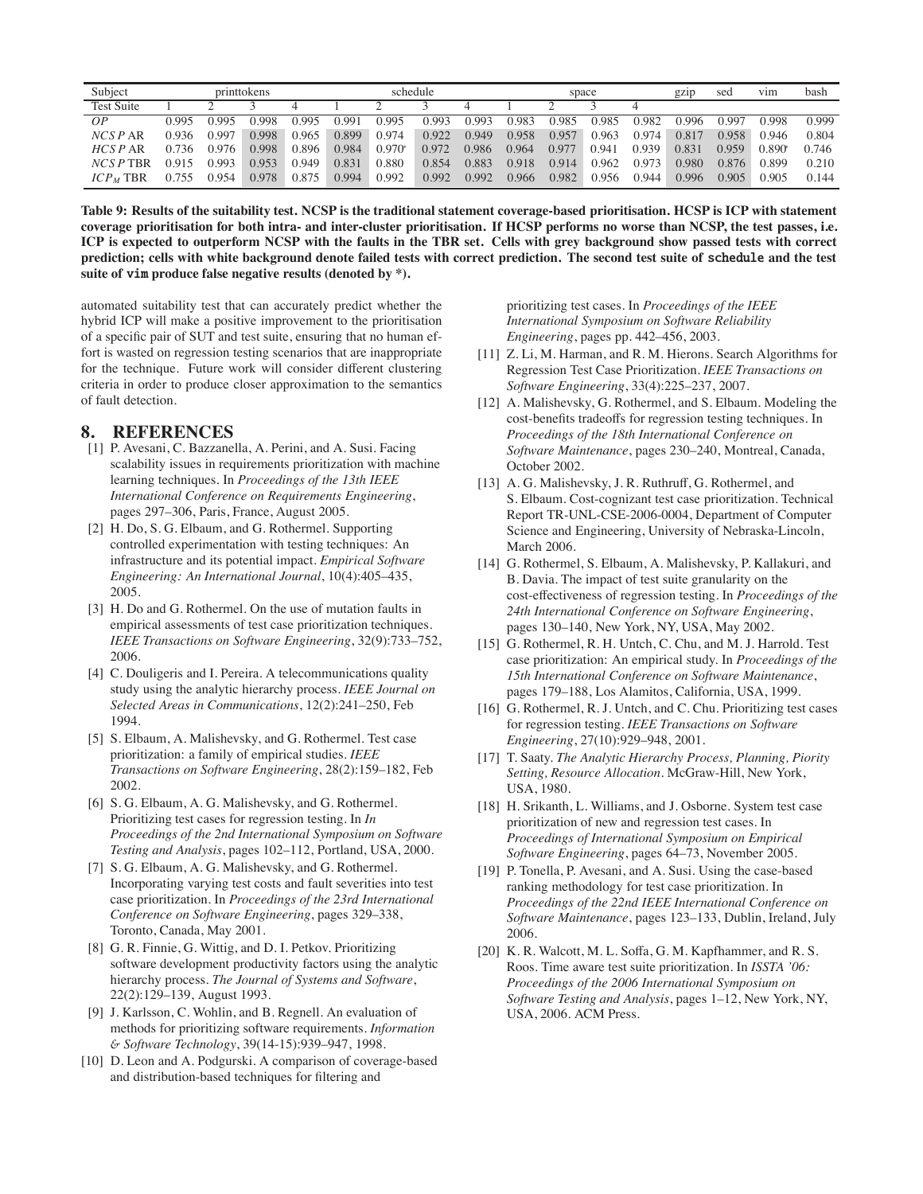| Subject | printtokens | | | | schedule | | | | space | | | | gzip | sed | vim | bash |
|---|---|---|---|---|---|---|---|---|---|---|---|---|---|---|---|---|
| Test Suite | 1 | 2 | 3 | 4 | 1 | 2 | 3 | 4 | 1 | 2 | 3 | 4 | | | | |
| *OP* | 0.995 | 0.995 | 0.998 | 0.995 | 0.991 | 0.995 | 0.993 | 0.993 | 0.983 | 0.985 | 0.985 | 0.982 | 0.996 | 0.997 | 0.998 | 0.999 |
| *NCSP* AR | 0.936 | 0.997 | 0.998 | 0.965 | 0.899 | 0.974 | 0.922 | 0.949 | 0.958 | 0.957 | 0.963 | 0.974 | 0.817 | 0.958 | 0.946 | 0.804 |
| *HCSP* AR | 0.736 | 0.976 | 0.998 | 0.896 | 0.984 | 0.970* | 0.972 | 0.986 | 0.964 | 0.977 | 0.941 | 0.939 | 0.831 | 0.959 | 0.890* | 0.746 |
| *NCSP* TBR | 0.915 | 0.993 | 0.953 | 0.949 | 0.831 | 0.880 | 0.854 | 0.883 | 0.918 | 0.914 | 0.962 | 0.973 | 0.980 | 0.876 | 0.899 | 0.210 |
| $ICP_M$ TBR | 0.755 | 0.954 | 0.978 | 0.875 | 0.994 | 0.992 | 0.992 | 0.992 | 0.966 | 0.982 | 0.956 | 0.944 | 0.996 | 0.905 | 0.905 | 0.144 |

**Table 9: Results of the suitability test. NCSP is the traditional statement coverage-based prioritisation. HCSP is ICP with statement coverage prioritisation for both intra- and inter-cluster prioritisation. If HCSP performs no worse than NCSP, the test passes, i.e. ICP is expected to outperform NCSP with the faults in the TBR set. Cells with grey background show passed tests with correct prediction; cells with white background denote failed tests with correct prediction. The second test suite of `schedule` and the test suite of `vim` produce false negative results (denoted by *).**

automated suitability test that can accurately predict whether the hybrid ICP will make a positive improvement to the prioritisation of a specific pair of SUT and test suite, ensuring that no human effort is wasted on regression testing scenarios that are inappropriate for the technique. Future work will consider different clustering criteria in order to produce closer approximation to the semantics of fault detection.

# 8. REFERENCES

[1] P. Avesani, C. Bazzanella, A. Perini, and A. Susi. Facing scalability issues in requirements prioritization with machine learning techniques. In *Proceedings of the 13th IEEE International Conference on Requirements Engineering*, pages 297–306, Paris, France, August 2005.

[2] H. Do, S. G. Elbaum, and G. Rothermel. Supporting controlled experimentation with testing techniques: An infrastructure and its potential impact. *Empirical Software Engineering: An International Journal*, 10(4):405–435, 2005.

[3] H. Do and G. Rothermel. On the use of mutation faults in empirical assessments of test case prioritization techniques. *IEEE Transactions on Software Engineering*, 32(9):733–752, 2006.

[4] C. Douligeris and I. Pereira. A telecommunications quality study using the analytic hierarchy process. *IEEE Journal on Selected Areas in Communications*, 12(2):241–250, Feb 1994.

[5] S. Elbaum, A. Malishevsky, and G. Rothermel. Test case prioritization: a family of empirical studies. *IEEE Transactions on Software Engineering*, 28(2):159–182, Feb 2002.

[6] S. G. Elbaum, A. G. Malishevsky, and G. Rothermel. Prioritizing test cases for regression testing. In *In Proceedings of the 2nd International Symposium on Software Testing and Analysis*, pages 102–112, Portland, USA, 2000.

[7] S. G. Elbaum, A. G. Malishevsky, and G. Rothermel. Incorporating varying test costs and fault severities into test case prioritization. In *Proceedings of the 23rd International Conference on Software Engineering*, pages 329–338, Toronto, Canada, May 2001.

[8] G. R. Finnie, G. Wittig, and D. I. Petkov. Prioritizing software development productivity factors using the analytic hierarchy process. *The Journal of Systems and Software*, 22(2):129–139, August 1993.

[9] J. Karlsson, C. Wohlin, and B. Regnell. An evaluation of methods for prioritizing software requirements. *Information & Software Technology*, 39(14-15):939–947, 1998.

[10] D. Leon and A. Podgurski. A comparison of coverage-based and distribution-based techniques for filtering and prioritizing test cases. In *Proceedings of the IEEE International Symposium on Software Reliability Engineering*, pages pp. 442–456, 2003.

[11] Z. Li, M. Harman, and R. M. Hierons. Search Algorithms for Regression Test Case Prioritization. *IEEE Transactions on Software Engineering*, 33(4):225–237, 2007.

[12] A. Malishevsky, G. Rothermel, and S. Elbaum. Modeling the cost-benefits tradeoffs for regression testing techniques. In *Proceedings of the 18th International Conference on Software Maintenance*, pages 230–240, Montreal, Canada, October 2002.

[13] A. G. Malishevsky, J. R. Ruthruff, G. Rothermel, and S. Elbaum. Cost-cognizant test case prioritization. Technical Report TR-UNL-CSE-2006-0004, Department of Computer Science and Engineering, University of Nebraska-Lincoln, March 2006.

[14] G. Rothermel, S. Elbaum, A. Malishevsky, P. Kallakuri, and B. Davia. The impact of test suite granularity on the cost-effectiveness of regression testing. In *Proceedings of the 24th International Conference on Software Engineering*, pages 130–140, New York, NY, USA, May 2002.

[15] G. Rothermel, R. H. Untch, C. Chu, and M. J. Harrold. Test case prioritization: An empirical study. In *Proceedings of the 15th International Conference on Software Maintenance*, pages 179–188, Los Alamitos, California, USA, 1999.

[16] G. Rothermel, R. J. Untch, and C. Chu. Prioritizing test cases for regression testing. *IEEE Transactions on Software Engineering*, 27(10):929–948, 2001.

[17] T. Saaty. *The Analytic Hierarchy Process, Planning, Piority Setting, Resource Allocation*. McGraw-Hill, New York, USA, 1980.

[18] H. Srikanth, L. Williams, and J. Osborne. System test case prioritization of new and regression test cases. In *Proceedings of International Symposium on Empirical Software Engineering*, pages 64–73, November 2005.

[19] P. Tonella, P. Avesani, and A. Susi. Using the case-based ranking methodology for test case prioritization. In *Proceedings of the 22nd IEEE International Conference on Software Maintenance*, pages 123–133, Dublin, Ireland, July 2006.

[20] K. R. Walcott, M. L. Soffa, G. M. Kapfhammer, and R. S. Roos. Time aware test suite prioritization. In *ISSTA '06: Proceedings of the 2006 International Symposium on Software Testing and Analysis*, pages 1–12, New York, NY, USA, 2006. ACM Press.